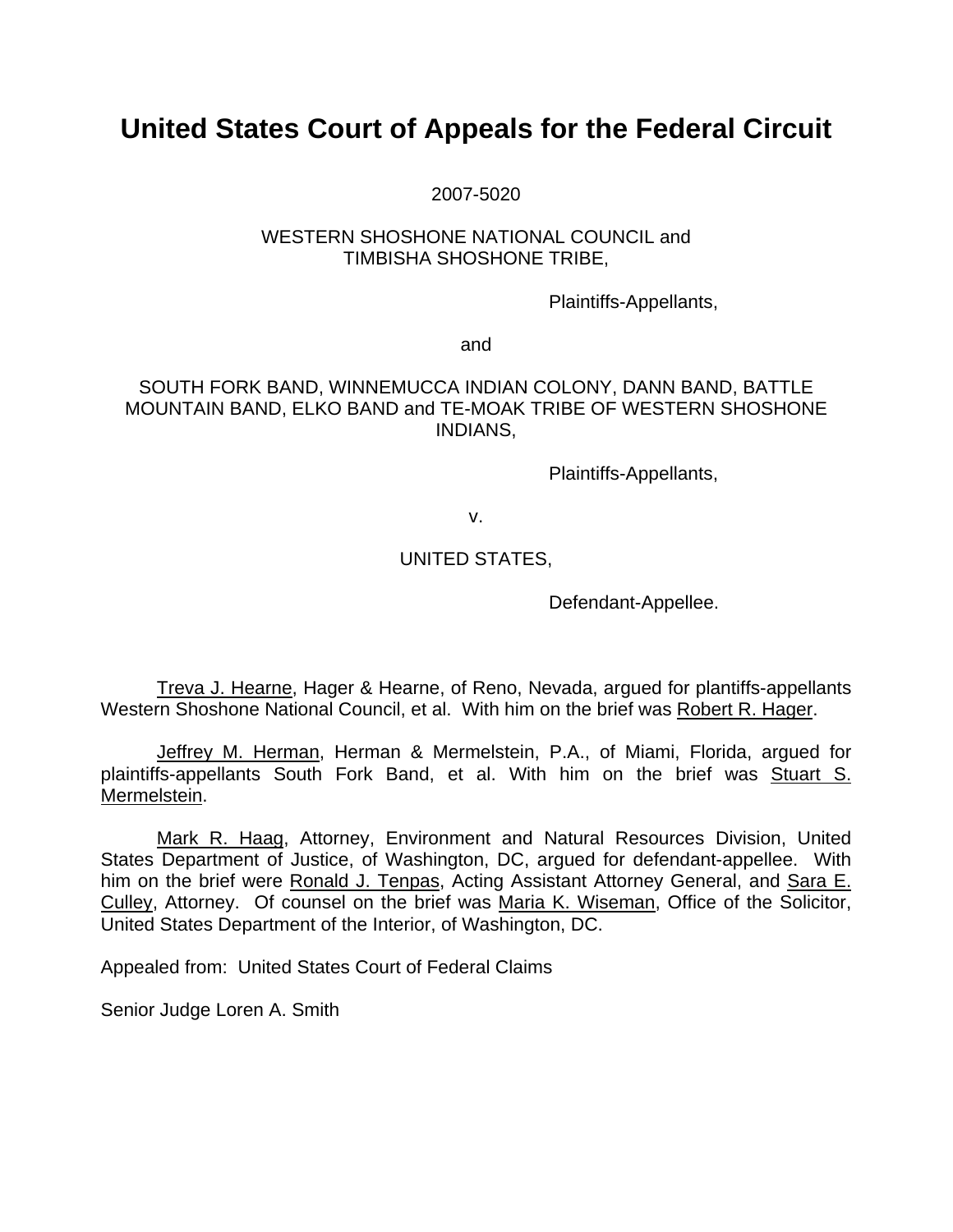# United States Court of Appeals for the Federal Circuit

2007-5020

WESTERN SHOSHONE NATIONAL COUNCIL and
TIMBISHA SHOSHONE TRIBE,

Plaintiffs-Appellants,

and

SOUTH FORK BAND, WINNEMUCCA INDIAN COLONY, DANN BAND, BATTLE MOUNTAIN BAND, ELKO BAND and TE-MOAK TRIBE OF WESTERN SHOSHONE INDIANS,

Plaintiffs-Appellants,

v.

UNITED STATES,

Defendant-Appellee.

Treva J. Hearne, Hager & Hearne, of Reno, Nevada, argued for plantiffs-appellants Western Shoshone National Council, et al. With him on the brief was Robert R. Hager.

Jeffrey M. Herman, Herman & Mermelstein, P.A., of Miami, Florida, argued for plaintiffs-appellants South Fork Band, et al. With him on the brief was Stuart S. Mermelstein.

Mark R. Haag, Attorney, Environment and Natural Resources Division, United States Department of Justice, of Washington, DC, argued for defendant-appellee. With him on the brief were Ronald J. Tenpas, Acting Assistant Attorney General, and Sara E. Culley, Attorney. Of counsel on the brief was Maria K. Wiseman, Office of the Solicitor, United States Department of the Interior, of Washington, DC.

Appealed from: United States Court of Federal Claims

Senior Judge Loren A. Smith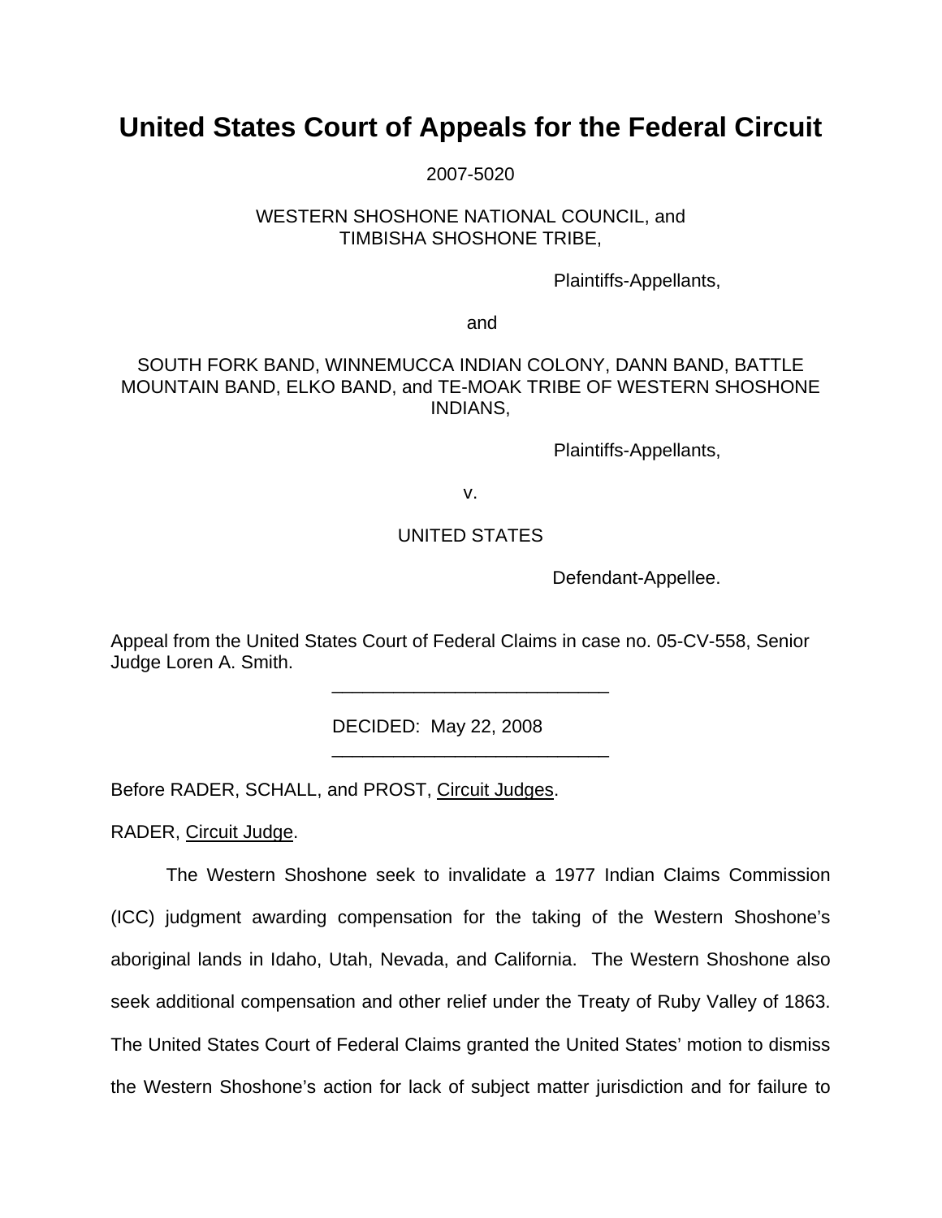# United States Court of Appeals for the Federal Circuit

2007-5020

WESTERN SHOSHONE NATIONAL COUNCIL, and
TIMBISHA SHOSHONE TRIBE,

Plaintiffs-Appellants,

and

SOUTH FORK BAND, WINNEMUCCA INDIAN COLONY, DANN BAND, BATTLE MOUNTAIN BAND, ELKO BAND, and TE-MOAK TRIBE OF WESTERN SHOSHONE INDIANS,

Plaintiffs-Appellants,

v.

UNITED STATES

Defendant-Appellee.

Appeal from the United States Court of Federal Claims in case no. 05-CV-558, Senior Judge Loren A. Smith.

---

DECIDED: May 22, 2008

---

Before RADER, SCHALL, and PROST, Circuit Judges.

RADER, Circuit Judge.

The Western Shoshone seek to invalidate a 1977 Indian Claims Commission (ICC) judgment awarding compensation for the taking of the Western Shoshone's aboriginal lands in Idaho, Utah, Nevada, and California. The Western Shoshone also seek additional compensation and other relief under the Treaty of Ruby Valley of 1863. The United States Court of Federal Claims granted the United States' motion to dismiss the Western Shoshone's action for lack of subject matter jurisdiction and for failure to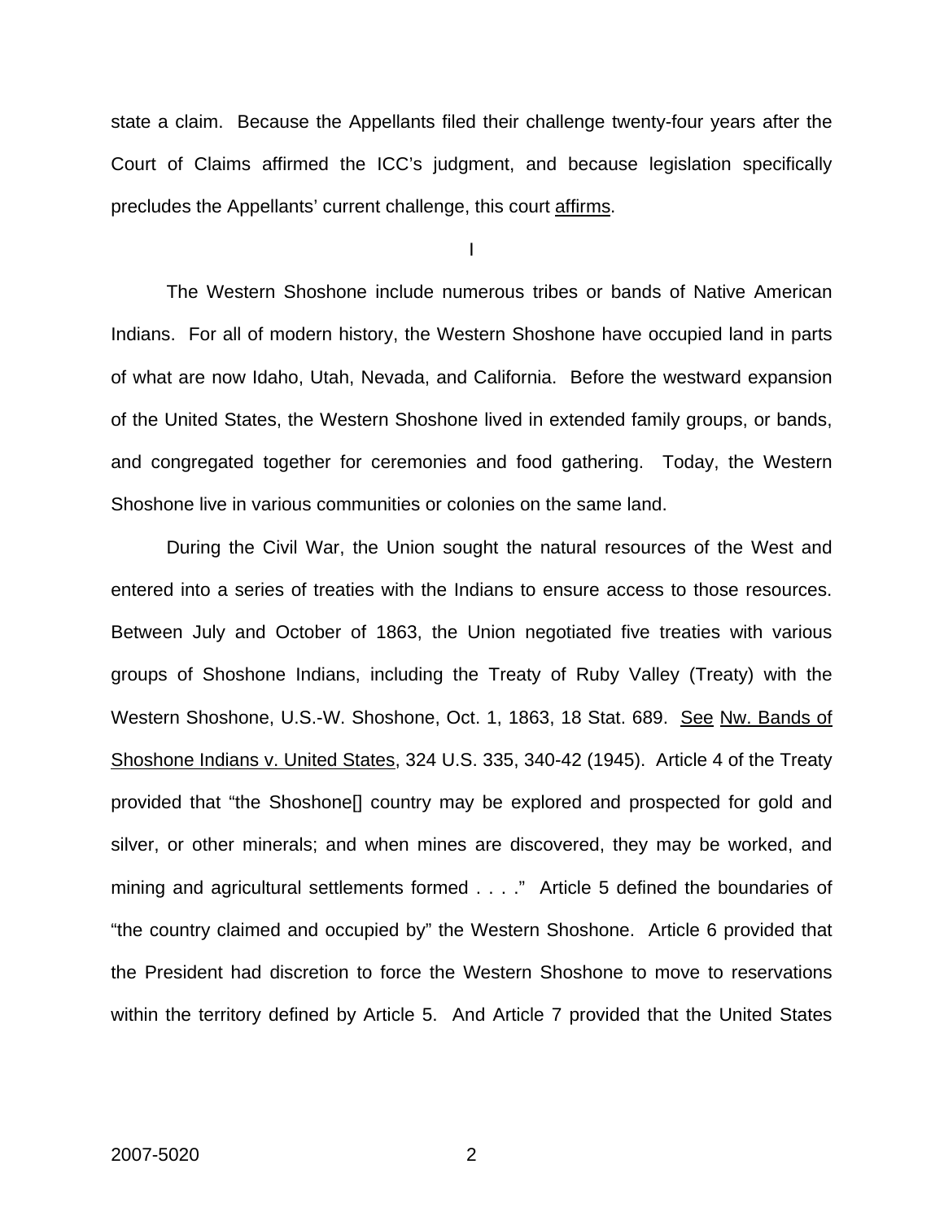state a claim. Because the Appellants filed their challenge twenty-four years after the Court of Claims affirmed the ICC's judgment, and because legislation specifically precludes the Appellants' current challenge, this court affirms.

I

The Western Shoshone include numerous tribes or bands of Native American Indians. For all of modern history, the Western Shoshone have occupied land in parts of what are now Idaho, Utah, Nevada, and California. Before the westward expansion of the United States, the Western Shoshone lived in extended family groups, or bands, and congregated together for ceremonies and food gathering. Today, the Western Shoshone live in various communities or colonies on the same land.

During the Civil War, the Union sought the natural resources of the West and entered into a series of treaties with the Indians to ensure access to those resources. Between July and October of 1863, the Union negotiated five treaties with various groups of Shoshone Indians, including the Treaty of Ruby Valley (Treaty) with the Western Shoshone, U.S.-W. Shoshone, Oct. 1, 1863, 18 Stat. 689. See Nw. Bands of Shoshone Indians v. United States, 324 U.S. 335, 340-42 (1945). Article 4 of the Treaty provided that "the Shoshone[] country may be explored and prospected for gold and silver, or other minerals; and when mines are discovered, they may be worked, and mining and agricultural settlements formed . . . ." Article 5 defined the boundaries of "the country claimed and occupied by" the Western Shoshone. Article 6 provided that the President had discretion to force the Western Shoshone to move to reservations within the territory defined by Article 5. And Article 7 provided that the United States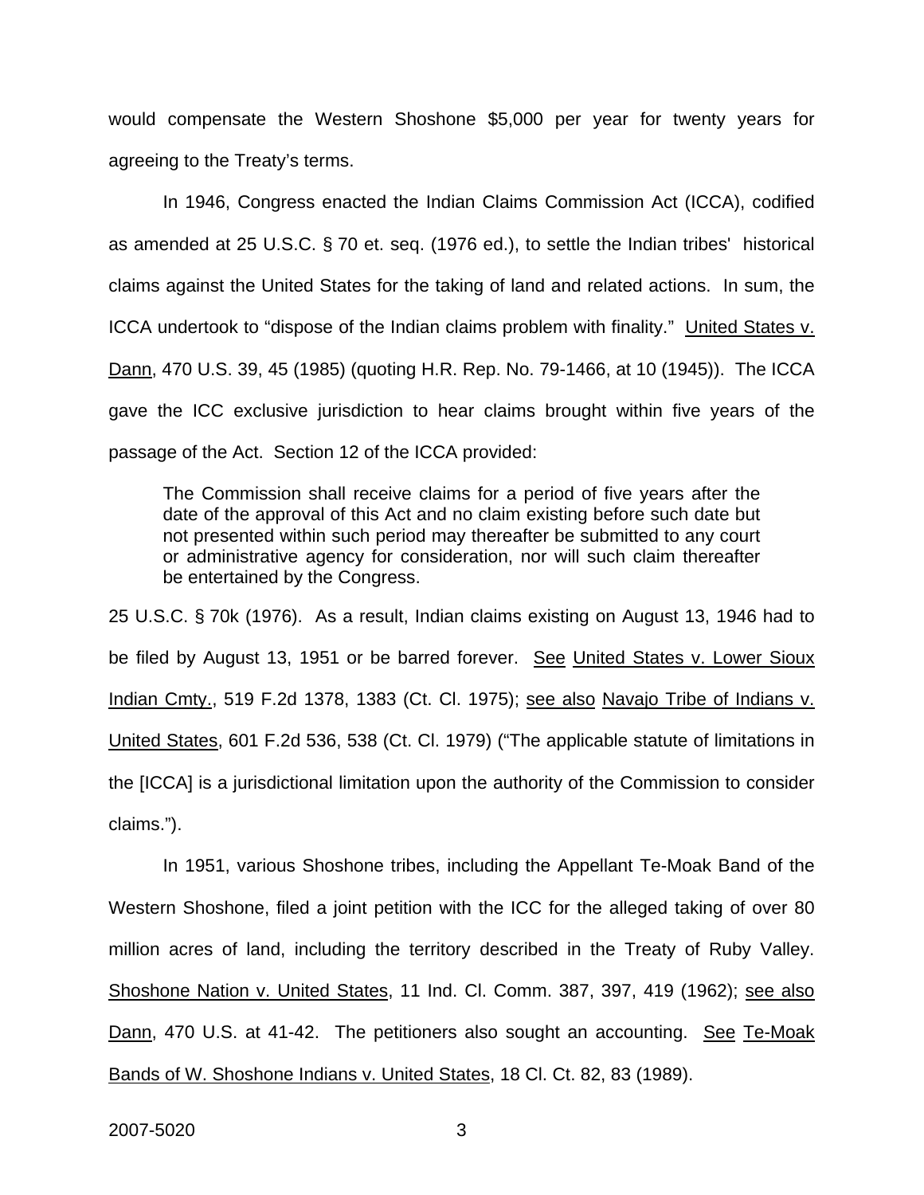would compensate the Western Shoshone $5,000 per year for twenty years for agreeing to the Treaty's terms.

In 1946, Congress enacted the Indian Claims Commission Act (ICCA), codified as amended at 25 U.S.C. § 70 et. seq. (1976 ed.), to settle the Indian tribes' historical claims against the United States for the taking of land and related actions. In sum, the ICCA undertook to "dispose of the Indian claims problem with finality." United States v. Dann, 470 U.S. 39, 45 (1985) (quoting H.R. Rep. No. 79-1466, at 10 (1945)). The ICCA gave the ICC exclusive jurisdiction to hear claims brought within five years of the passage of the Act. Section 12 of the ICCA provided:

> The Commission shall receive claims for a period of five years after the date of the approval of this Act and no claim existing before such date but not presented within such period may thereafter be submitted to any court or administrative agency for consideration, nor will such claim thereafter be entertained by the Congress.

25 U.S.C. § 70k (1976). As a result, Indian claims existing on August 13, 1946 had to be filed by August 13, 1951 or be barred forever. See United States v. Lower Sioux Indian Cmty., 519 F.2d 1378, 1383 (Ct. Cl. 1975); see also Navajo Tribe of Indians v. United States, 601 F.2d 536, 538 (Ct. Cl. 1979) ("The applicable statute of limitations in the [ICCA] is a jurisdictional limitation upon the authority of the Commission to consider claims.").

In 1951, various Shoshone tribes, including the Appellant Te-Moak Band of the Western Shoshone, filed a joint petition with the ICC for the alleged taking of over 80 million acres of land, including the territory described in the Treaty of Ruby Valley. Shoshone Nation v. United States, 11 Ind. Cl. Comm. 387, 397, 419 (1962); see also Dann, 470 U.S. at 41-42. The petitioners also sought an accounting. See Te-Moak Bands of W. Shoshone Indians v. United States, 18 Cl. Ct. 82, 83 (1989).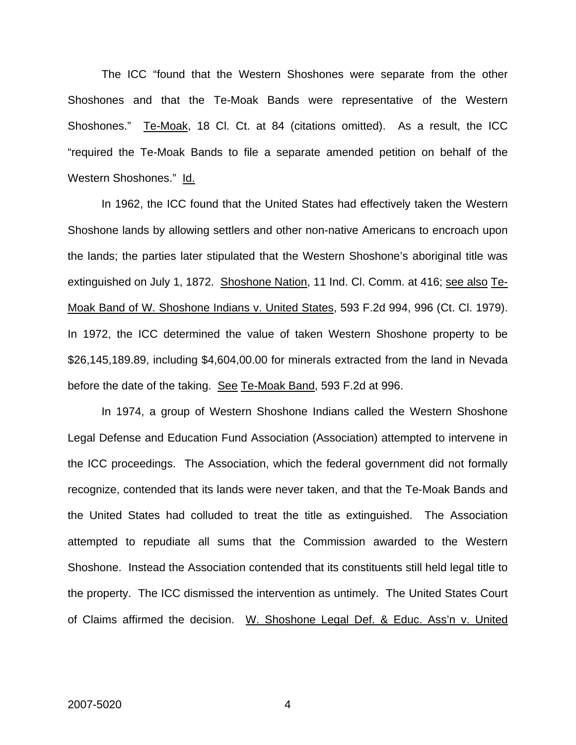The ICC "found that the Western Shoshones were separate from the other Shoshones and that the Te-Moak Bands were representative of the Western Shoshones." Te-Moak, 18 Cl. Ct. at 84 (citations omitted). As a result, the ICC "required the Te-Moak Bands to file a separate amended petition on behalf of the Western Shoshones." Id.

In 1962, the ICC found that the United States had effectively taken the Western Shoshone lands by allowing settlers and other non-native Americans to encroach upon the lands; the parties later stipulated that the Western Shoshone's aboriginal title was extinguished on July 1, 1872. Shoshone Nation, 11 Ind. Cl. Comm. at 416; see also Te-Moak Band of W. Shoshone Indians v. United States, 593 F.2d 994, 996 (Ct. Cl. 1979). In 1972, the ICC determined the value of taken Western Shoshone property to be $26,145,189.89, including $4,604,00.00 for minerals extracted from the land in Nevada before the date of the taking. See Te-Moak Band, 593 F.2d at 996.

In 1974, a group of Western Shoshone Indians called the Western Shoshone Legal Defense and Education Fund Association (Association) attempted to intervene in the ICC proceedings. The Association, which the federal government did not formally recognize, contended that its lands were never taken, and that the Te-Moak Bands and the United States had colluded to treat the title as extinguished. The Association attempted to repudiate all sums that the Commission awarded to the Western Shoshone. Instead the Association contended that its constituents still held legal title to the property. The ICC dismissed the intervention as untimely. The United States Court of Claims affirmed the decision. W. Shoshone Legal Def. & Educ. Ass'n v. United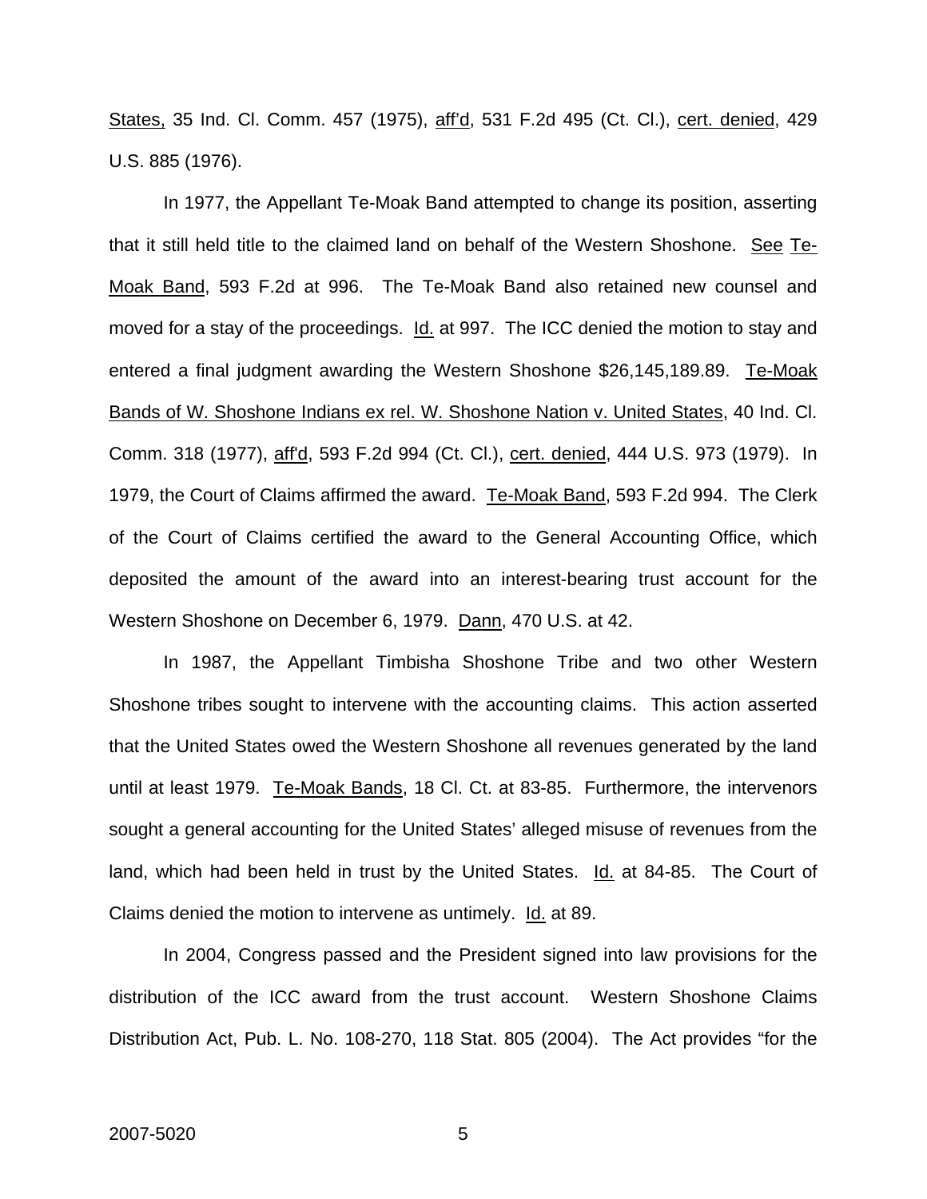States, 35 Ind. Cl. Comm. 457 (1975), aff'd, 531 F.2d 495 (Ct. Cl.), cert. denied, 429 U.S. 885 (1976).

In 1977, the Appellant Te-Moak Band attempted to change its position, asserting that it still held title to the claimed land on behalf of the Western Shoshone. See Te-Moak Band, 593 F.2d at 996. The Te-Moak Band also retained new counsel and moved for a stay of the proceedings. Id. at 997. The ICC denied the motion to stay and entered a final judgment awarding the Western Shoshone $26,145,189.89. Te-Moak Bands of W. Shoshone Indians ex rel. W. Shoshone Nation v. United States, 40 Ind. Cl. Comm. 318 (1977), aff'd, 593 F.2d 994 (Ct. Cl.), cert. denied, 444 U.S. 973 (1979). In 1979, the Court of Claims affirmed the award. Te-Moak Band, 593 F.2d 994. The Clerk of the Court of Claims certified the award to the General Accounting Office, which deposited the amount of the award into an interest-bearing trust account for the Western Shoshone on December 6, 1979. Dann, 470 U.S. at 42.

In 1987, the Appellant Timbisha Shoshone Tribe and two other Western Shoshone tribes sought to intervene with the accounting claims. This action asserted that the United States owed the Western Shoshone all revenues generated by the land until at least 1979. Te-Moak Bands, 18 Cl. Ct. at 83-85. Furthermore, the intervenors sought a general accounting for the United States' alleged misuse of revenues from the land, which had been held in trust by the United States. Id. at 84-85. The Court of Claims denied the motion to intervene as untimely. Id. at 89.

In 2004, Congress passed and the President signed into law provisions for the distribution of the ICC award from the trust account. Western Shoshone Claims Distribution Act, Pub. L. No. 108-270, 118 Stat. 805 (2004). The Act provides "for the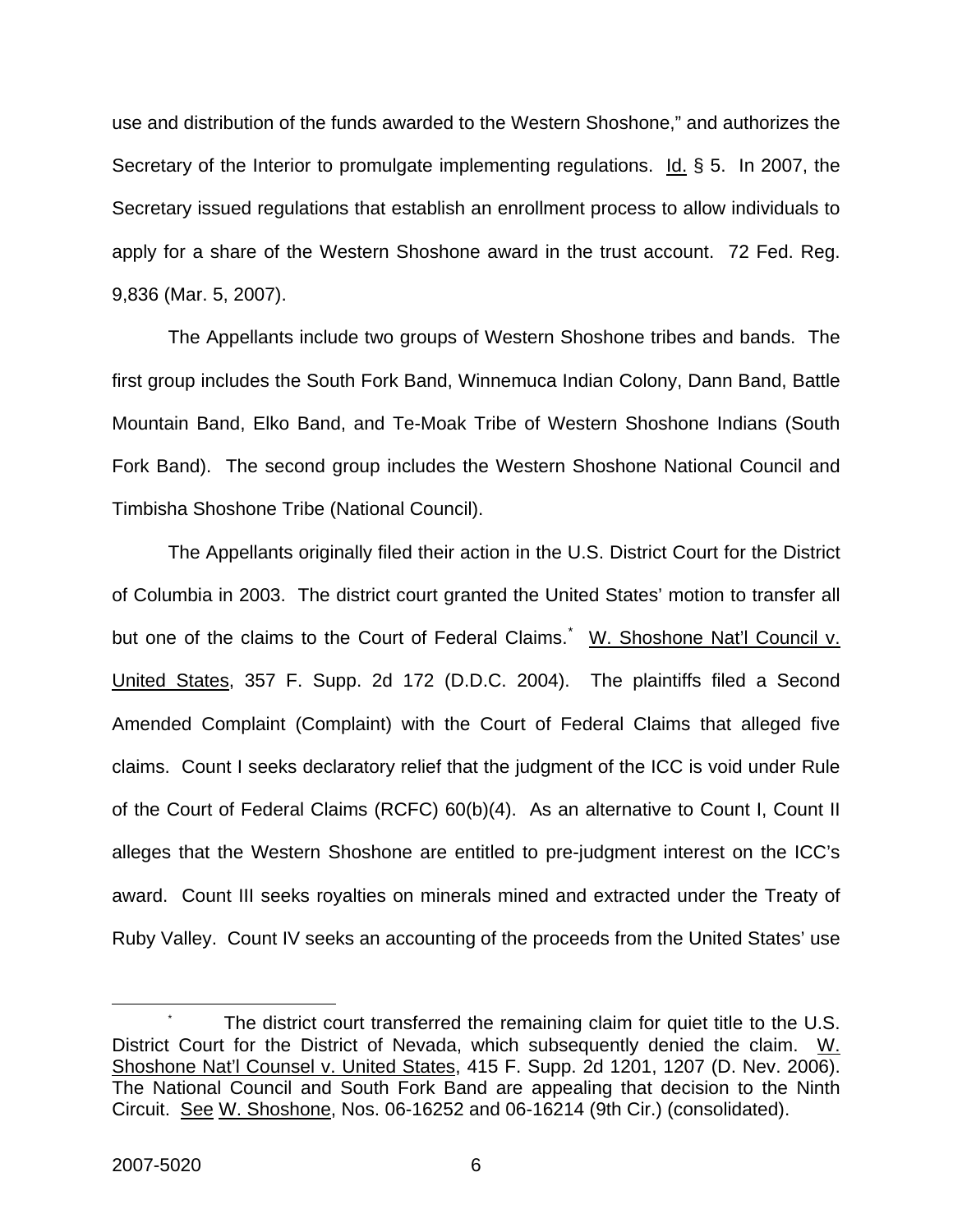use and distribution of the funds awarded to the Western Shoshone," and authorizes the Secretary of the Interior to promulgate implementing regulations. Id. § 5. In 2007, the Secretary issued regulations that establish an enrollment process to allow individuals to apply for a share of the Western Shoshone award in the trust account. 72 Fed. Reg. 9,836 (Mar. 5, 2007).

The Appellants include two groups of Western Shoshone tribes and bands. The first group includes the South Fork Band, Winnemuca Indian Colony, Dann Band, Battle Mountain Band, Elko Band, and Te-Moak Tribe of Western Shoshone Indians (South Fork Band). The second group includes the Western Shoshone National Council and Timbisha Shoshone Tribe (National Council).

The Appellants originally filed their action in the U.S. District Court for the District of Columbia in 2003. The district court granted the United States' motion to transfer all but one of the claims to the Court of Federal Claims.[*] W. Shoshone Nat'l Council v. United States, 357 F. Supp. 2d 172 (D.D.C. 2004). The plaintiffs filed a Second Amended Complaint (Complaint) with the Court of Federal Claims that alleged five claims. Count I seeks declaratory relief that the judgment of the ICC is void under Rule of the Court of Federal Claims (RCFC) 60(b)(4). As an alternative to Count I, Count II alleges that the Western Shoshone are entitled to pre-judgment interest on the ICC's award. Count III seeks royalties on minerals mined and extracted under the Treaty of Ruby Valley. Count IV seeks an accounting of the proceeds from the United States' use

[*] The district court transferred the remaining claim for quiet title to the U.S. District Court for the District of Nevada, which subsequently denied the claim. W. Shoshone Nat'l Counsel v. United States, 415 F. Supp. 2d 1201, 1207 (D. Nev. 2006). The National Council and South Fork Band are appealing that decision to the Ninth Circuit. See W. Shoshone, Nos. 06-16252 and 06-16214 (9th Cir.) (consolidated).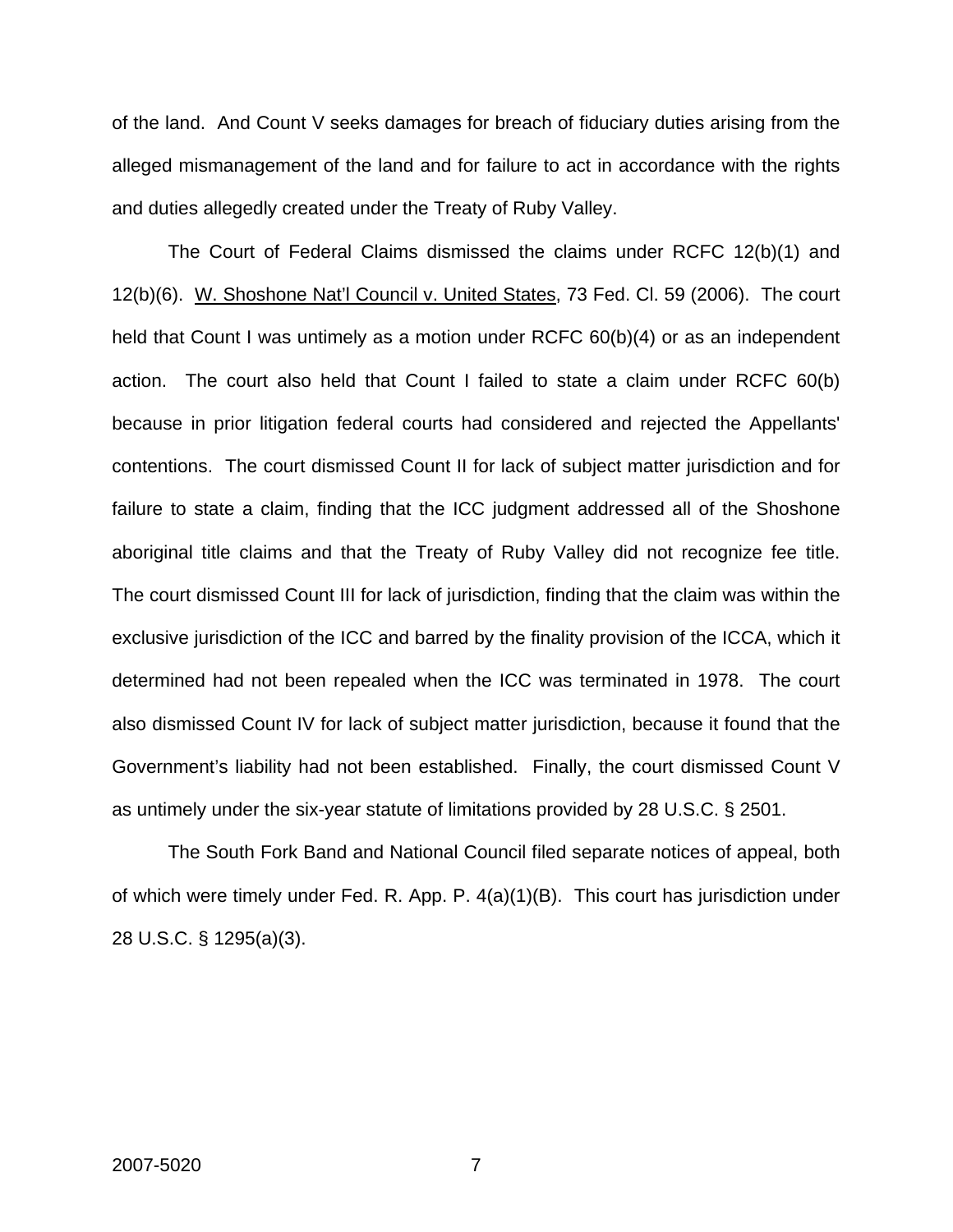of the land. And Count V seeks damages for breach of fiduciary duties arising from the alleged mismanagement of the land and for failure to act in accordance with the rights and duties allegedly created under the Treaty of Ruby Valley.

The Court of Federal Claims dismissed the claims under RCFC 12(b)(1) and 12(b)(6). W. Shoshone Nat'l Council v. United States, 73 Fed. Cl. 59 (2006). The court held that Count I was untimely as a motion under RCFC 60(b)(4) or as an independent action. The court also held that Count I failed to state a claim under RCFC 60(b) because in prior litigation federal courts had considered and rejected the Appellants' contentions. The court dismissed Count II for lack of subject matter jurisdiction and for failure to state a claim, finding that the ICC judgment addressed all of the Shoshone aboriginal title claims and that the Treaty of Ruby Valley did not recognize fee title. The court dismissed Count III for lack of jurisdiction, finding that the claim was within the exclusive jurisdiction of the ICC and barred by the finality provision of the ICCA, which it determined had not been repealed when the ICC was terminated in 1978. The court also dismissed Count IV for lack of subject matter jurisdiction, because it found that the Government's liability had not been established. Finally, the court dismissed Count V as untimely under the six-year statute of limitations provided by 28 U.S.C. § 2501.

The South Fork Band and National Council filed separate notices of appeal, both of which were timely under Fed. R. App. P. 4(a)(1)(B). This court has jurisdiction under 28 U.S.C. § 1295(a)(3).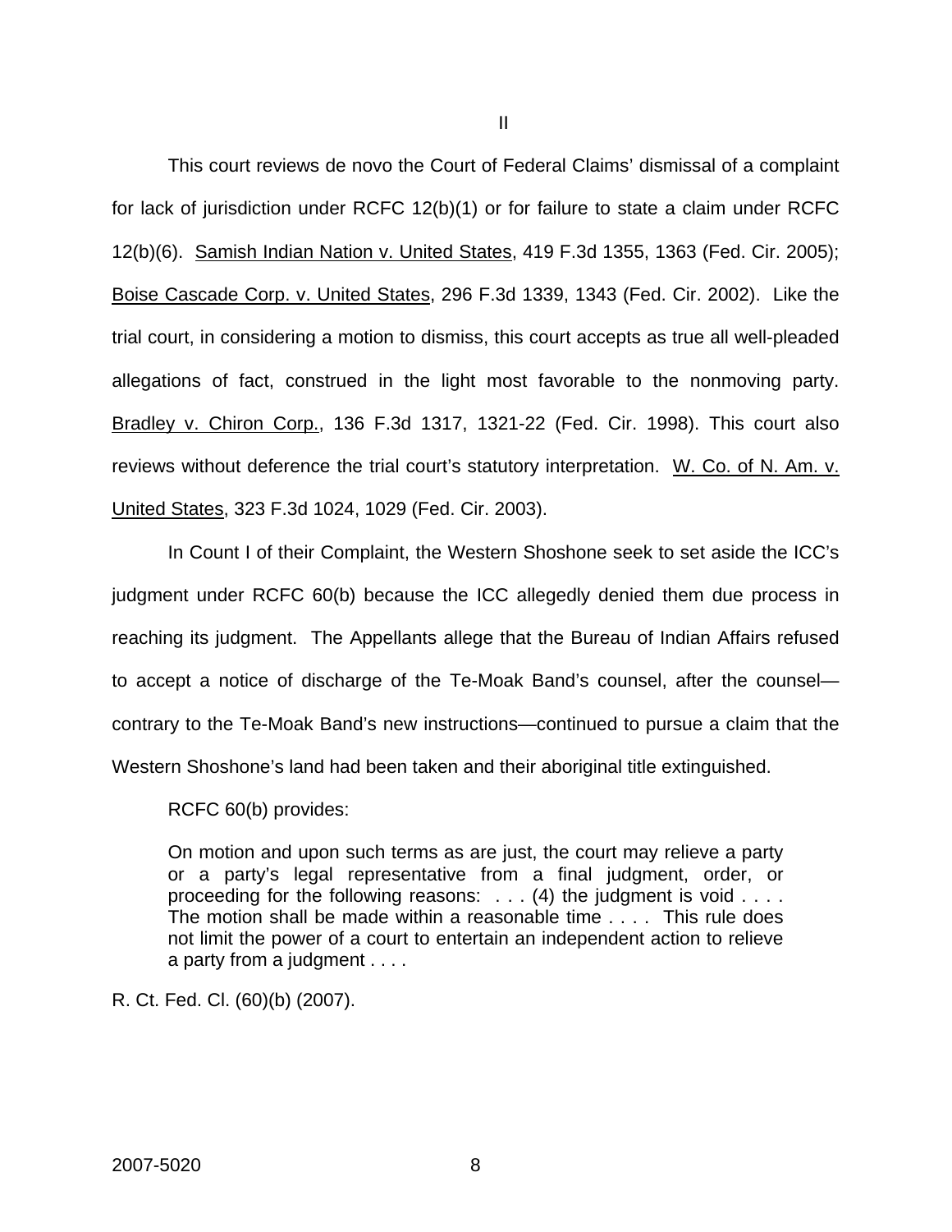## II

This court reviews de novo the Court of Federal Claims' dismissal of a complaint for lack of jurisdiction under RCFC 12(b)(1) or for failure to state a claim under RCFC 12(b)(6). Samish Indian Nation v. United States, 419 F.3d 1355, 1363 (Fed. Cir. 2005); Boise Cascade Corp. v. United States, 296 F.3d 1339, 1343 (Fed. Cir. 2002). Like the trial court, in considering a motion to dismiss, this court accepts as true all well-pleaded allegations of fact, construed in the light most favorable to the nonmoving party. Bradley v. Chiron Corp., 136 F.3d 1317, 1321-22 (Fed. Cir. 1998). This court also reviews without deference the trial court's statutory interpretation. W. Co. of N. Am. v. United States, 323 F.3d 1024, 1029 (Fed. Cir. 2003).

In Count I of their Complaint, the Western Shoshone seek to set aside the ICC's judgment under RCFC 60(b) because the ICC allegedly denied them due process in reaching its judgment. The Appellants allege that the Bureau of Indian Affairs refused to accept a notice of discharge of the Te-Moak Band's counsel, after the counsel—contrary to the Te-Moak Band's new instructions—continued to pursue a claim that the Western Shoshone's land had been taken and their aboriginal title extinguished.

RCFC 60(b) provides:

> On motion and upon such terms as are just, the court may relieve a party or a party's legal representative from a final judgment, order, or proceeding for the following reasons: . . . (4) the judgment is void . . . . The motion shall be made within a reasonable time . . . . This rule does not limit the power of a court to entertain an independent action to relieve a party from a judgment . . . .

R. Ct. Fed. Cl. (60)(b) (2007).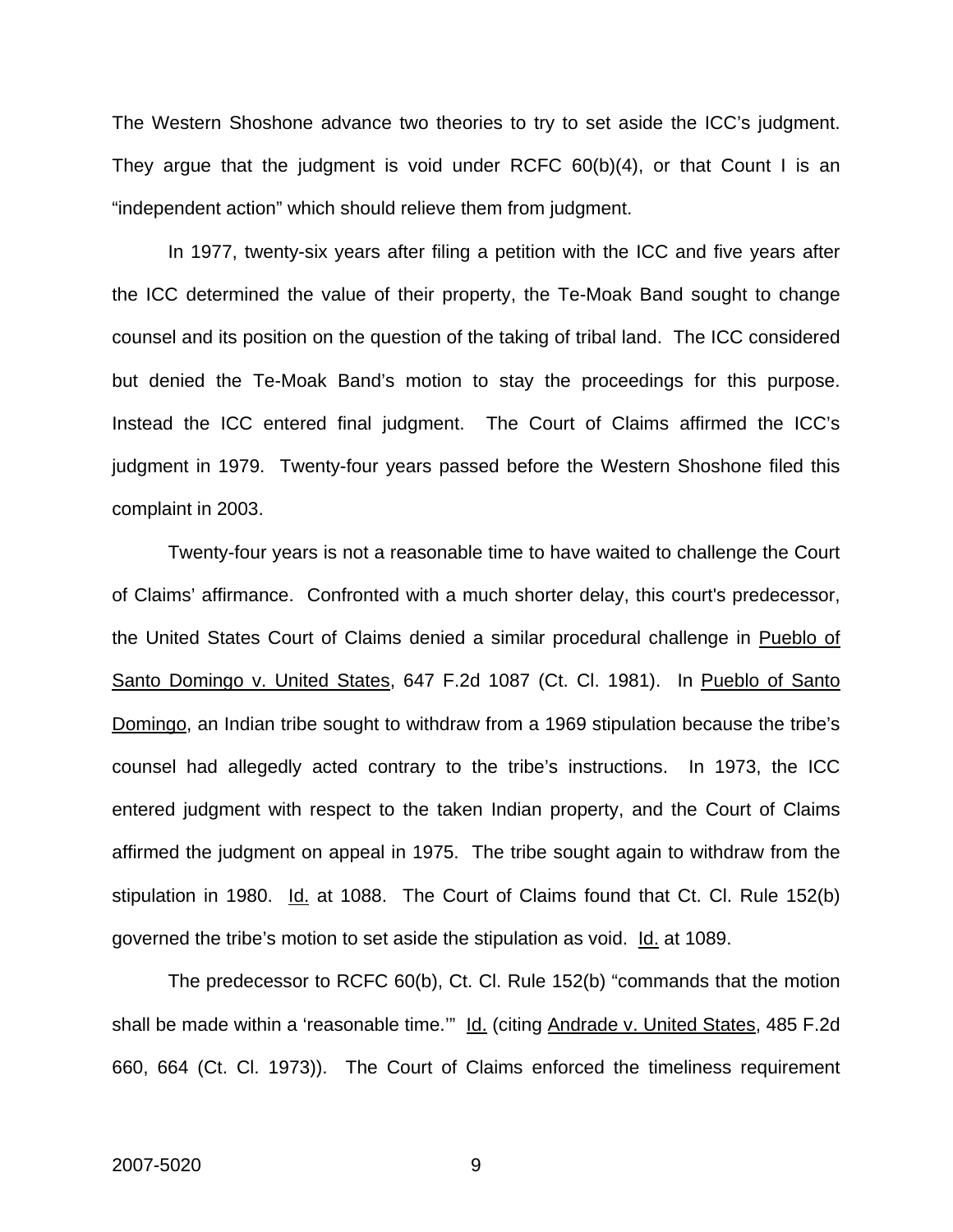The Western Shoshone advance two theories to try to set aside the ICC's judgment. They argue that the judgment is void under RCFC 60(b)(4), or that Count I is an "independent action" which should relieve them from judgment.

In 1977, twenty-six years after filing a petition with the ICC and five years after the ICC determined the value of their property, the Te-Moak Band sought to change counsel and its position on the question of the taking of tribal land. The ICC considered but denied the Te-Moak Band's motion to stay the proceedings for this purpose. Instead the ICC entered final judgment. The Court of Claims affirmed the ICC's judgment in 1979. Twenty-four years passed before the Western Shoshone filed this complaint in 2003.

Twenty-four years is not a reasonable time to have waited to challenge the Court of Claims' affirmance. Confronted with a much shorter delay, this court's predecessor, the United States Court of Claims denied a similar procedural challenge in Pueblo of Santo Domingo v. United States, 647 F.2d 1087 (Ct. Cl. 1981). In Pueblo of Santo Domingo, an Indian tribe sought to withdraw from a 1969 stipulation because the tribe's counsel had allegedly acted contrary to the tribe's instructions. In 1973, the ICC entered judgment with respect to the taken Indian property, and the Court of Claims affirmed the judgment on appeal in 1975. The tribe sought again to withdraw from the stipulation in 1980. Id. at 1088. The Court of Claims found that Ct. Cl. Rule 152(b) governed the tribe's motion to set aside the stipulation as void. Id. at 1089.

The predecessor to RCFC 60(b), Ct. Cl. Rule 152(b) "commands that the motion shall be made within a 'reasonable time.'" Id. (citing Andrade v. United States, 485 F.2d 660, 664 (Ct. Cl. 1973)). The Court of Claims enforced the timeliness requirement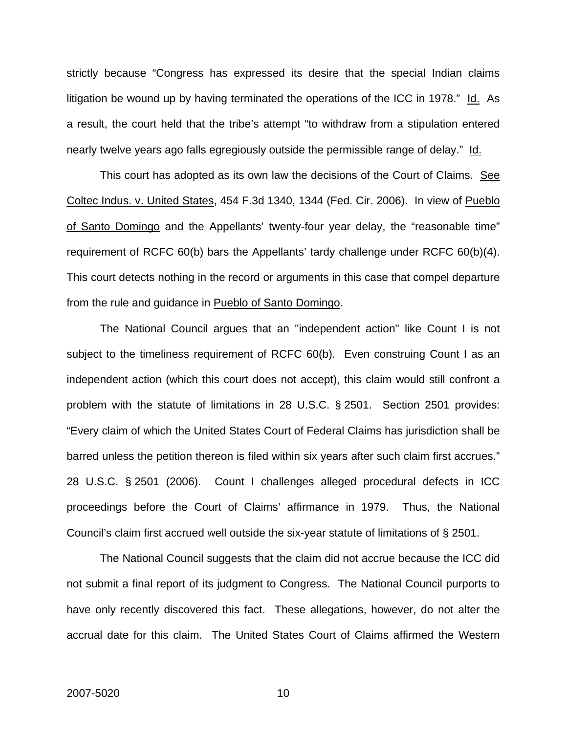strictly because "Congress has expressed its desire that the special Indian claims litigation be wound up by having terminated the operations of the ICC in 1978." Id. As a result, the court held that the tribe's attempt "to withdraw from a stipulation entered nearly twelve years ago falls egregiously outside the permissible range of delay." Id.

This court has adopted as its own law the decisions of the Court of Claims. See Coltec Indus. v. United States, 454 F.3d 1340, 1344 (Fed. Cir. 2006). In view of Pueblo of Santo Domingo and the Appellants' twenty-four year delay, the "reasonable time" requirement of RCFC 60(b) bars the Appellants' tardy challenge under RCFC 60(b)(4). This court detects nothing in the record or arguments in this case that compel departure from the rule and guidance in Pueblo of Santo Domingo.

The National Council argues that an "independent action" like Count I is not subject to the timeliness requirement of RCFC 60(b). Even construing Count I as an independent action (which this court does not accept), this claim would still confront a problem with the statute of limitations in 28 U.S.C. § 2501. Section 2501 provides: "Every claim of which the United States Court of Federal Claims has jurisdiction shall be barred unless the petition thereon is filed within six years after such claim first accrues." 28 U.S.C. § 2501 (2006). Count I challenges alleged procedural defects in ICC proceedings before the Court of Claims' affirmance in 1979. Thus, the National Council's claim first accrued well outside the six-year statute of limitations of § 2501.

The National Council suggests that the claim did not accrue because the ICC did not submit a final report of its judgment to Congress. The National Council purports to have only recently discovered this fact. These allegations, however, do not alter the accrual date for this claim. The United States Court of Claims affirmed the Western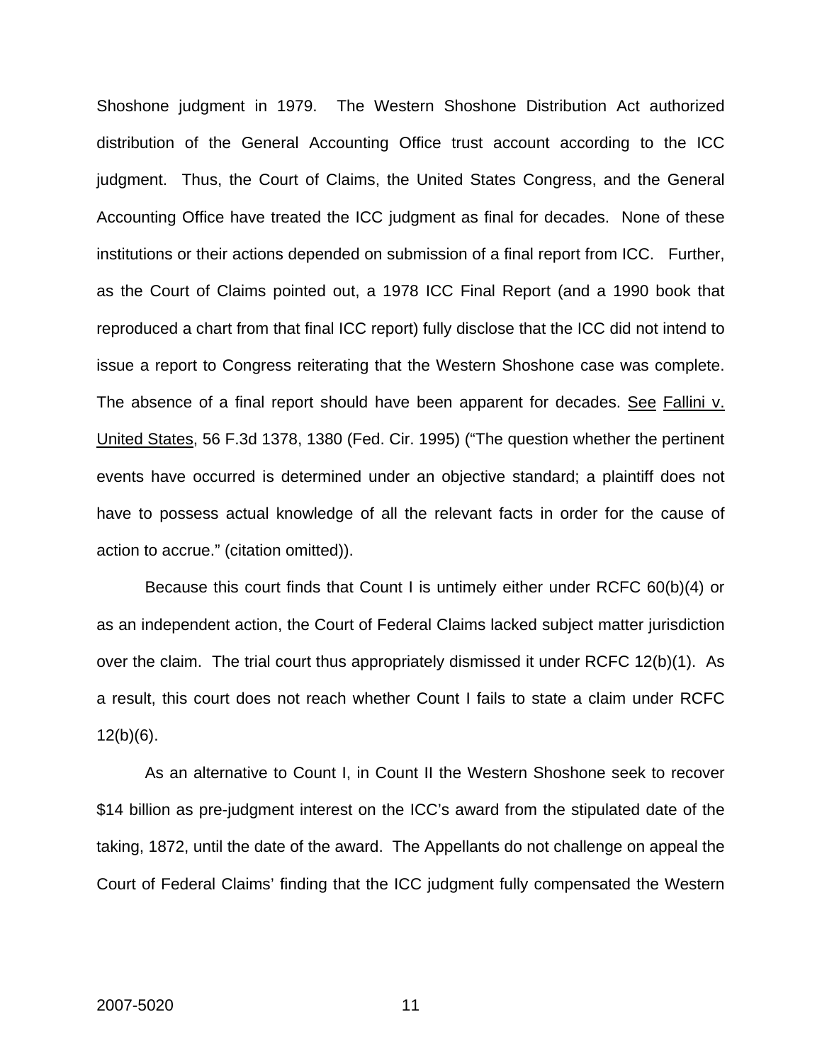Shoshone judgment in 1979. The Western Shoshone Distribution Act authorized distribution of the General Accounting Office trust account according to the ICC judgment. Thus, the Court of Claims, the United States Congress, and the General Accounting Office have treated the ICC judgment as final for decades. None of these institutions or their actions depended on submission of a final report from ICC. Further, as the Court of Claims pointed out, a 1978 ICC Final Report (and a 1990 book that reproduced a chart from that final ICC report) fully disclose that the ICC did not intend to issue a report to Congress reiterating that the Western Shoshone case was complete. The absence of a final report should have been apparent for decades. See Fallini v. United States, 56 F.3d 1378, 1380 (Fed. Cir. 1995) ("The question whether the pertinent events have occurred is determined under an objective standard; a plaintiff does not have to possess actual knowledge of all the relevant facts in order for the cause of action to accrue." (citation omitted)).

Because this court finds that Count I is untimely either under RCFC 60(b)(4) or as an independent action, the Court of Federal Claims lacked subject matter jurisdiction over the claim. The trial court thus appropriately dismissed it under RCFC 12(b)(1). As a result, this court does not reach whether Count I fails to state a claim under RCFC 12(b)(6).

As an alternative to Count I, in Count II the Western Shoshone seek to recover $14 billion as pre-judgment interest on the ICC's award from the stipulated date of the taking, 1872, until the date of the award. The Appellants do not challenge on appeal the Court of Federal Claims' finding that the ICC judgment fully compensated the Western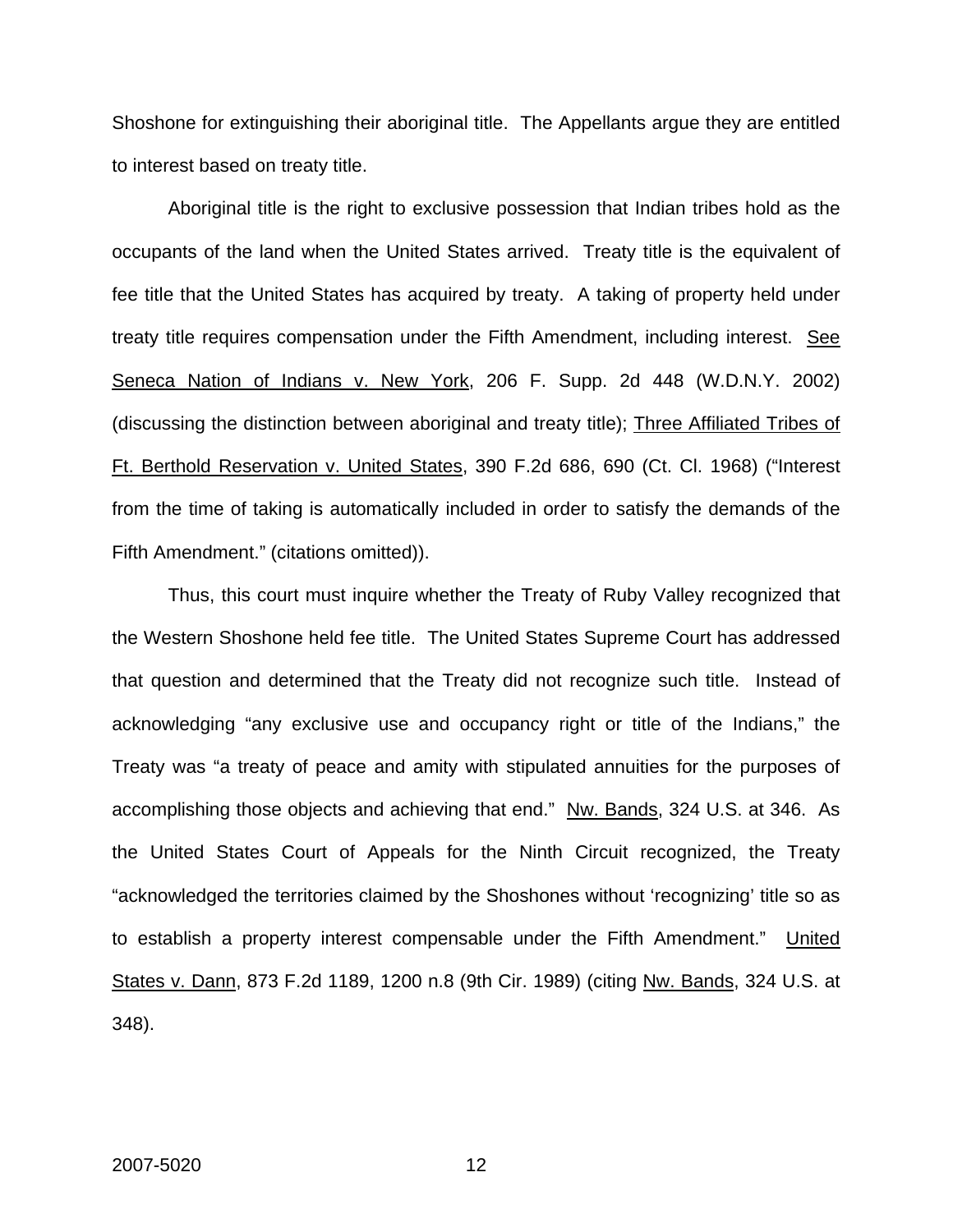Shoshone for extinguishing their aboriginal title. The Appellants argue they are entitled to interest based on treaty title.

Aboriginal title is the right to exclusive possession that Indian tribes hold as the occupants of the land when the United States arrived. Treaty title is the equivalent of fee title that the United States has acquired by treaty. A taking of property held under treaty title requires compensation under the Fifth Amendment, including interest. See Seneca Nation of Indians v. New York, 206 F. Supp. 2d 448 (W.D.N.Y. 2002) (discussing the distinction between aboriginal and treaty title); Three Affiliated Tribes of Ft. Berthold Reservation v. United States, 390 F.2d 686, 690 (Ct. Cl. 1968) ("Interest from the time of taking is automatically included in order to satisfy the demands of the Fifth Amendment." (citations omitted)).

Thus, this court must inquire whether the Treaty of Ruby Valley recognized that the Western Shoshone held fee title. The United States Supreme Court has addressed that question and determined that the Treaty did not recognize such title. Instead of acknowledging "any exclusive use and occupancy right or title of the Indians," the Treaty was "a treaty of peace and amity with stipulated annuities for the purposes of accomplishing those objects and achieving that end." Nw. Bands, 324 U.S. at 346. As the United States Court of Appeals for the Ninth Circuit recognized, the Treaty "acknowledged the territories claimed by the Shoshones without 'recognizing' title so as to establish a property interest compensable under the Fifth Amendment." United States v. Dann, 873 F.2d 1189, 1200 n.8 (9th Cir. 1989) (citing Nw. Bands, 324 U.S. at 348).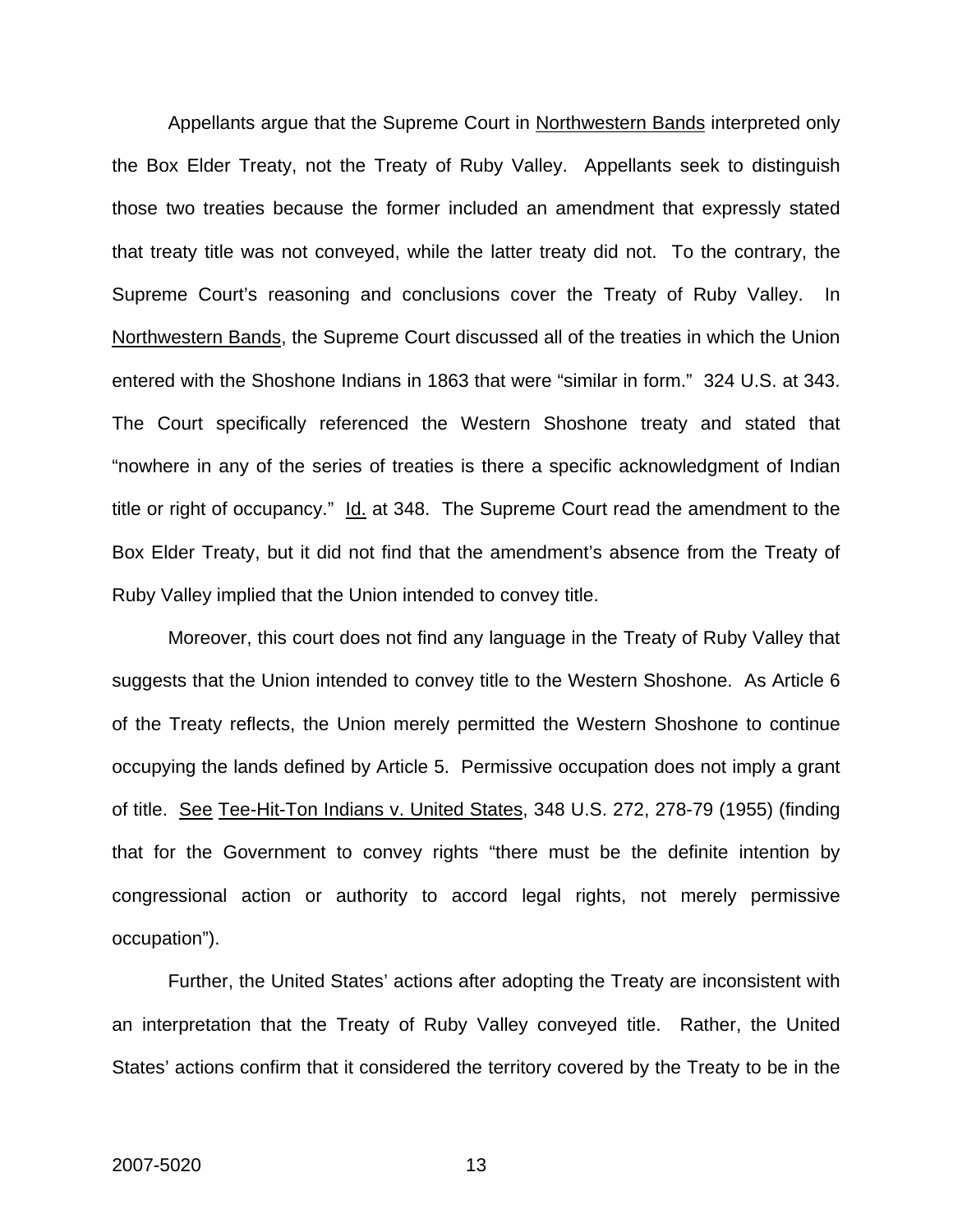Appellants argue that the Supreme Court in Northwestern Bands interpreted only the Box Elder Treaty, not the Treaty of Ruby Valley. Appellants seek to distinguish those two treaties because the former included an amendment that expressly stated that treaty title was not conveyed, while the latter treaty did not. To the contrary, the Supreme Court's reasoning and conclusions cover the Treaty of Ruby Valley. In Northwestern Bands, the Supreme Court discussed all of the treaties in which the Union entered with the Shoshone Indians in 1863 that were "similar in form." 324 U.S. at 343. The Court specifically referenced the Western Shoshone treaty and stated that "nowhere in any of the series of treaties is there a specific acknowledgment of Indian title or right of occupancy." Id. at 348. The Supreme Court read the amendment to the Box Elder Treaty, but it did not find that the amendment's absence from the Treaty of Ruby Valley implied that the Union intended to convey title.

Moreover, this court does not find any language in the Treaty of Ruby Valley that suggests that the Union intended to convey title to the Western Shoshone. As Article 6 of the Treaty reflects, the Union merely permitted the Western Shoshone to continue occupying the lands defined by Article 5. Permissive occupation does not imply a grant of title. See Tee-Hit-Ton Indians v. United States, 348 U.S. 272, 278-79 (1955) (finding that for the Government to convey rights "there must be the definite intention by congressional action or authority to accord legal rights, not merely permissive occupation").

Further, the United States' actions after adopting the Treaty are inconsistent with an interpretation that the Treaty of Ruby Valley conveyed title. Rather, the United States' actions confirm that it considered the territory covered by the Treaty to be in the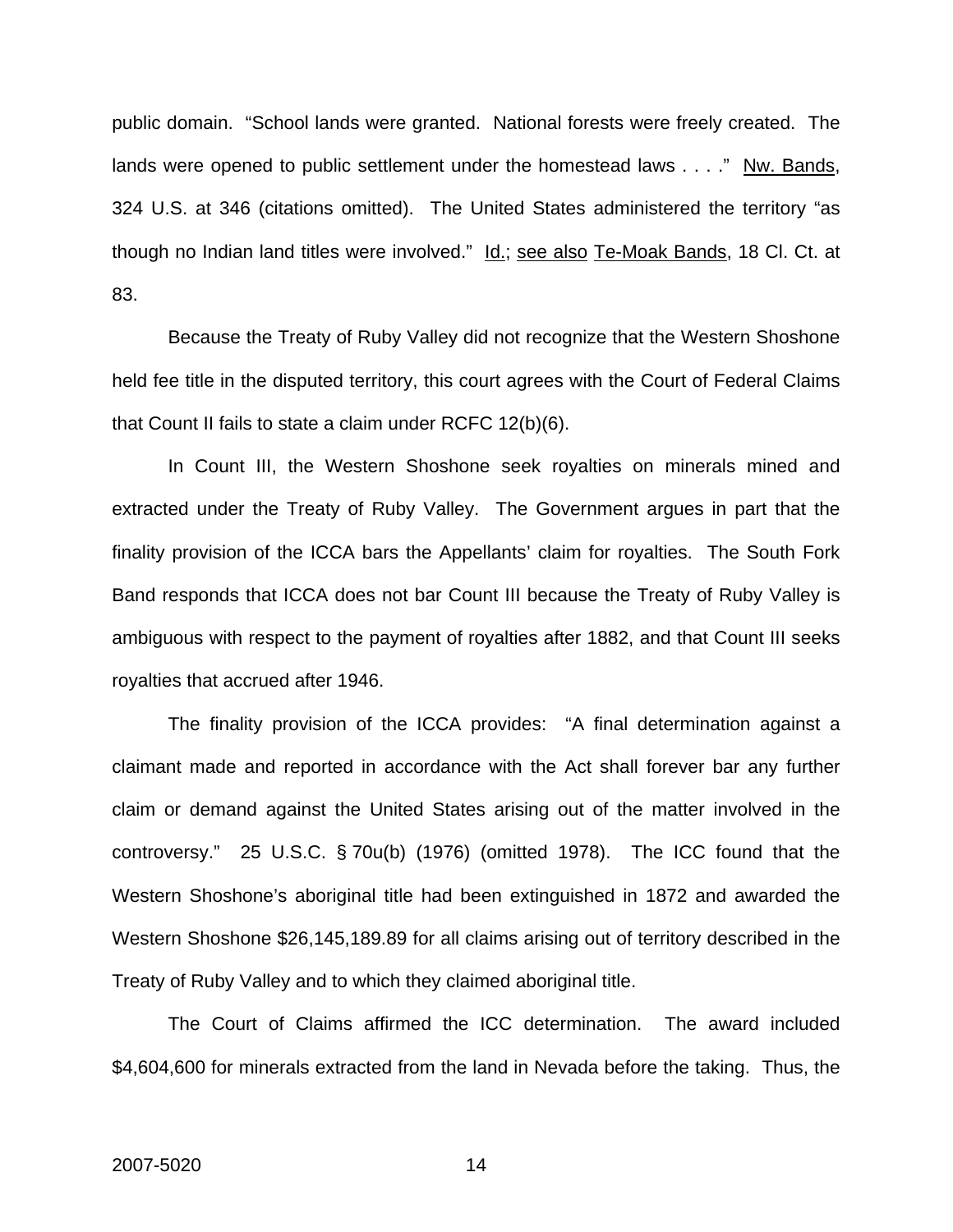public domain. "School lands were granted. National forests were freely created. The lands were opened to public settlement under the homestead laws . . . ." Nw. Bands, 324 U.S. at 346 (citations omitted). The United States administered the territory "as though no Indian land titles were involved." Id.; see also Te-Moak Bands, 18 Cl. Ct. at 83.

Because the Treaty of Ruby Valley did not recognize that the Western Shoshone held fee title in the disputed territory, this court agrees with the Court of Federal Claims that Count II fails to state a claim under RCFC 12(b)(6).

In Count III, the Western Shoshone seek royalties on minerals mined and extracted under the Treaty of Ruby Valley. The Government argues in part that the finality provision of the ICCA bars the Appellants' claim for royalties. The South Fork Band responds that ICCA does not bar Count III because the Treaty of Ruby Valley is ambiguous with respect to the payment of royalties after 1882, and that Count III seeks royalties that accrued after 1946.

The finality provision of the ICCA provides: "A final determination against a claimant made and reported in accordance with the Act shall forever bar any further claim or demand against the United States arising out of the matter involved in the controversy." 25 U.S.C. § 70u(b) (1976) (omitted 1978). The ICC found that the Western Shoshone's aboriginal title had been extinguished in 1872 and awarded the Western Shoshone $26,145,189.89 for all claims arising out of territory described in the Treaty of Ruby Valley and to which they claimed aboriginal title.

The Court of Claims affirmed the ICC determination. The award included $4,604,600 for minerals extracted from the land in Nevada before the taking. Thus, the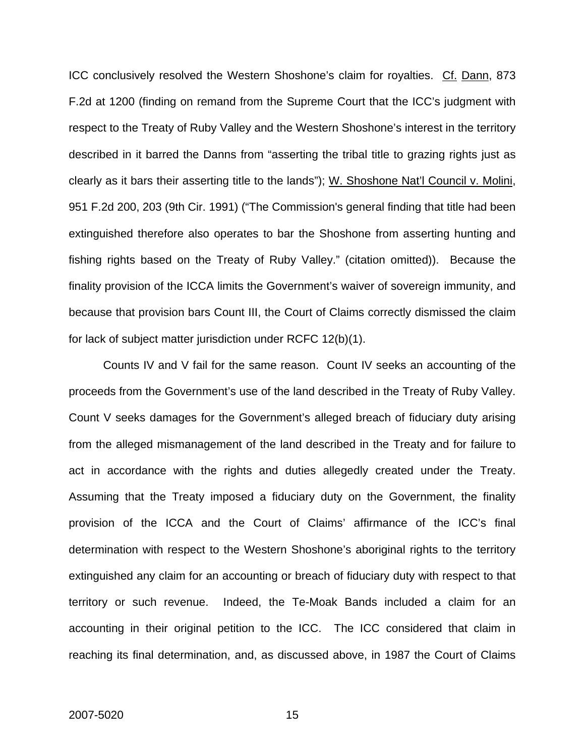ICC conclusively resolved the Western Shoshone's claim for royalties. Cf. Dann, 873 F.2d at 1200 (finding on remand from the Supreme Court that the ICC's judgment with respect to the Treaty of Ruby Valley and the Western Shoshone's interest in the territory described in it barred the Danns from "asserting the tribal title to grazing rights just as clearly as it bars their asserting title to the lands"); W. Shoshone Nat'l Council v. Molini, 951 F.2d 200, 203 (9th Cir. 1991) ("The Commission's general finding that title had been extinguished therefore also operates to bar the Shoshone from asserting hunting and fishing rights based on the Treaty of Ruby Valley." (citation omitted)). Because the finality provision of the ICCA limits the Government's waiver of sovereign immunity, and because that provision bars Count III, the Court of Claims correctly dismissed the claim for lack of subject matter jurisdiction under RCFC 12(b)(1).

Counts IV and V fail for the same reason. Count IV seeks an accounting of the proceeds from the Government's use of the land described in the Treaty of Ruby Valley. Count V seeks damages for the Government's alleged breach of fiduciary duty arising from the alleged mismanagement of the land described in the Treaty and for failure to act in accordance with the rights and duties allegedly created under the Treaty. Assuming that the Treaty imposed a fiduciary duty on the Government, the finality provision of the ICCA and the Court of Claims' affirmance of the ICC's final determination with respect to the Western Shoshone's aboriginal rights to the territory extinguished any claim for an accounting or breach of fiduciary duty with respect to that territory or such revenue. Indeed, the Te-Moak Bands included a claim for an accounting in their original petition to the ICC. The ICC considered that claim in reaching its final determination, and, as discussed above, in 1987 the Court of Claims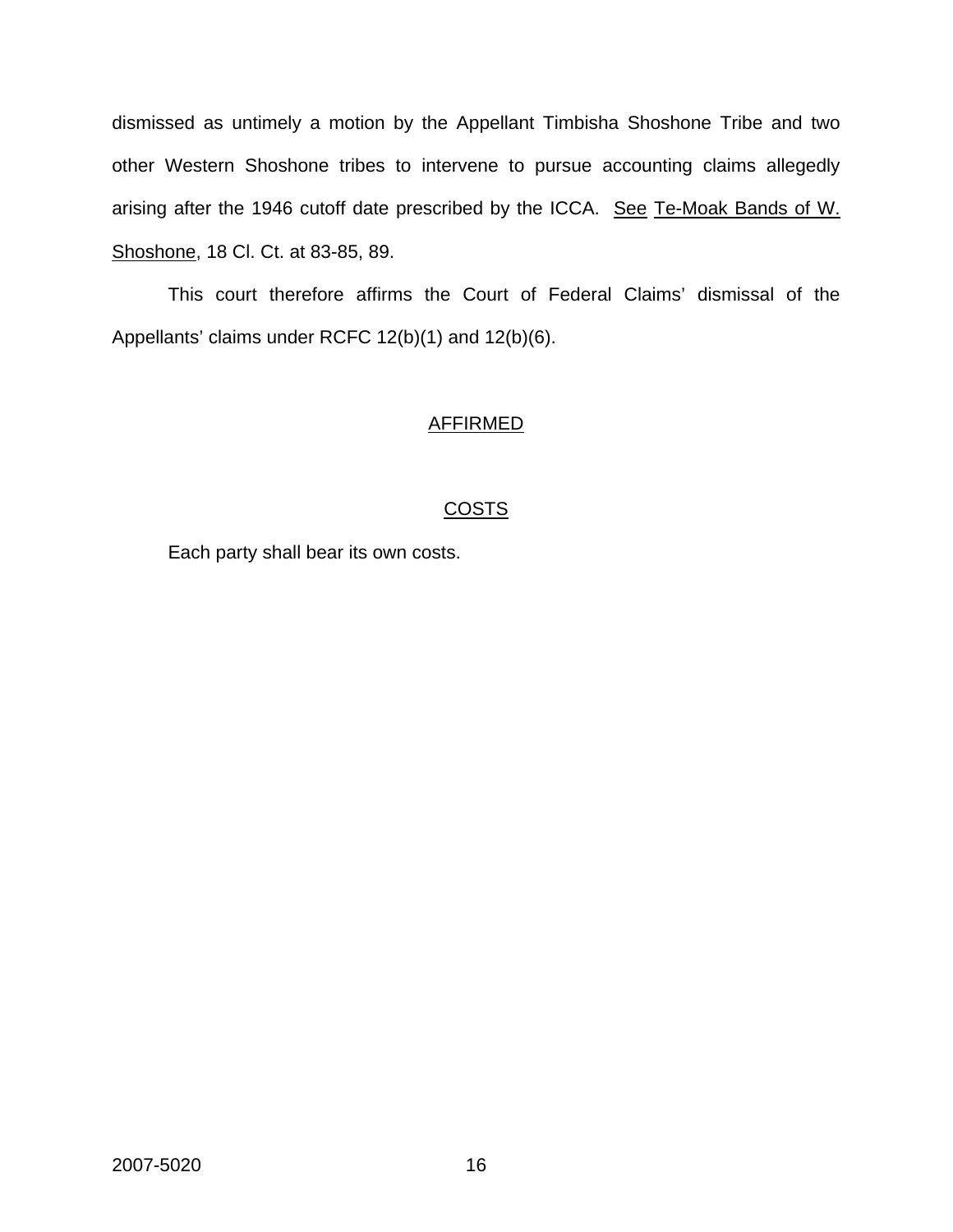dismissed as untimely a motion by the Appellant Timbisha Shoshone Tribe and two other Western Shoshone tribes to intervene to pursue accounting claims allegedly arising after the 1946 cutoff date prescribed by the ICCA. See Te-Moak Bands of W. Shoshone, 18 Cl. Ct. at 83-85, 89.

This court therefore affirms the Court of Federal Claims' dismissal of the Appellants' claims under RCFC 12(b)(1) and 12(b)(6).

AFFIRMED

COSTS

Each party shall bear its own costs.